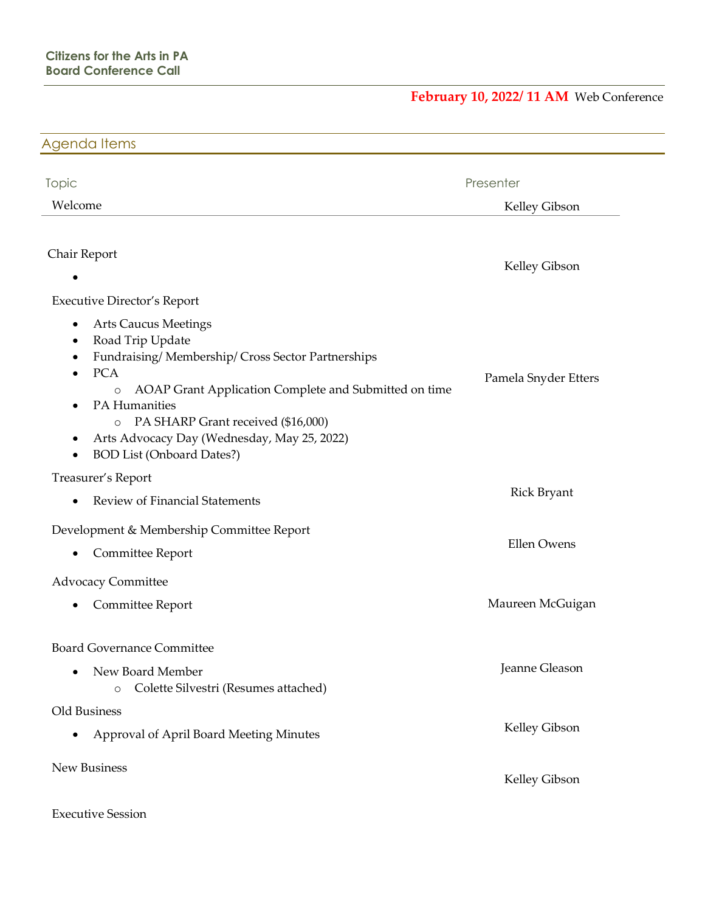**Citizens for the Arts in PA**
**Board Conference Call**

**February 10, 2022/ 11 AM** Web Conference

## Agenda Items

| Topic | Presenter |
|---|---|
| Welcome | Kelley Gibson |
| Chair Report<br>• | Kelley Gibson |
| Executive Director's Report<br>• Arts Caucus Meetings<br>• Road Trip Update<br>• Fundraising/ Membership/ Cross Sector Partnerships<br>• PCA<br>&nbsp;&nbsp;&nbsp;&nbsp;○ AOAP Grant Application Complete and Submitted on time<br>• PA Humanities<br>&nbsp;&nbsp;&nbsp;&nbsp;○ PA SHARP Grant received ($16,000)<br>• Arts Advocacy Day (Wednesday, May 25, 2022)<br>• BOD List (Onboard Dates?) | Pamela Snyder Etters |
| Treasurer's Report<br>• Review of Financial Statements | Rick Bryant |
| Development & Membership Committee Report<br>• Committee Report | Ellen Owens |
| Advocacy Committee<br>• Committee Report | Maureen McGuigan |
| Board Governance Committee<br>• New Board Member<br>&nbsp;&nbsp;&nbsp;&nbsp;○ Colette Silvestri (Resumes attached) | Jeanne Gleason |
| Old Business<br>• Approval of April Board Meeting Minutes | Kelley Gibson |
| New Business | Kelley Gibson |
| Executive Session | |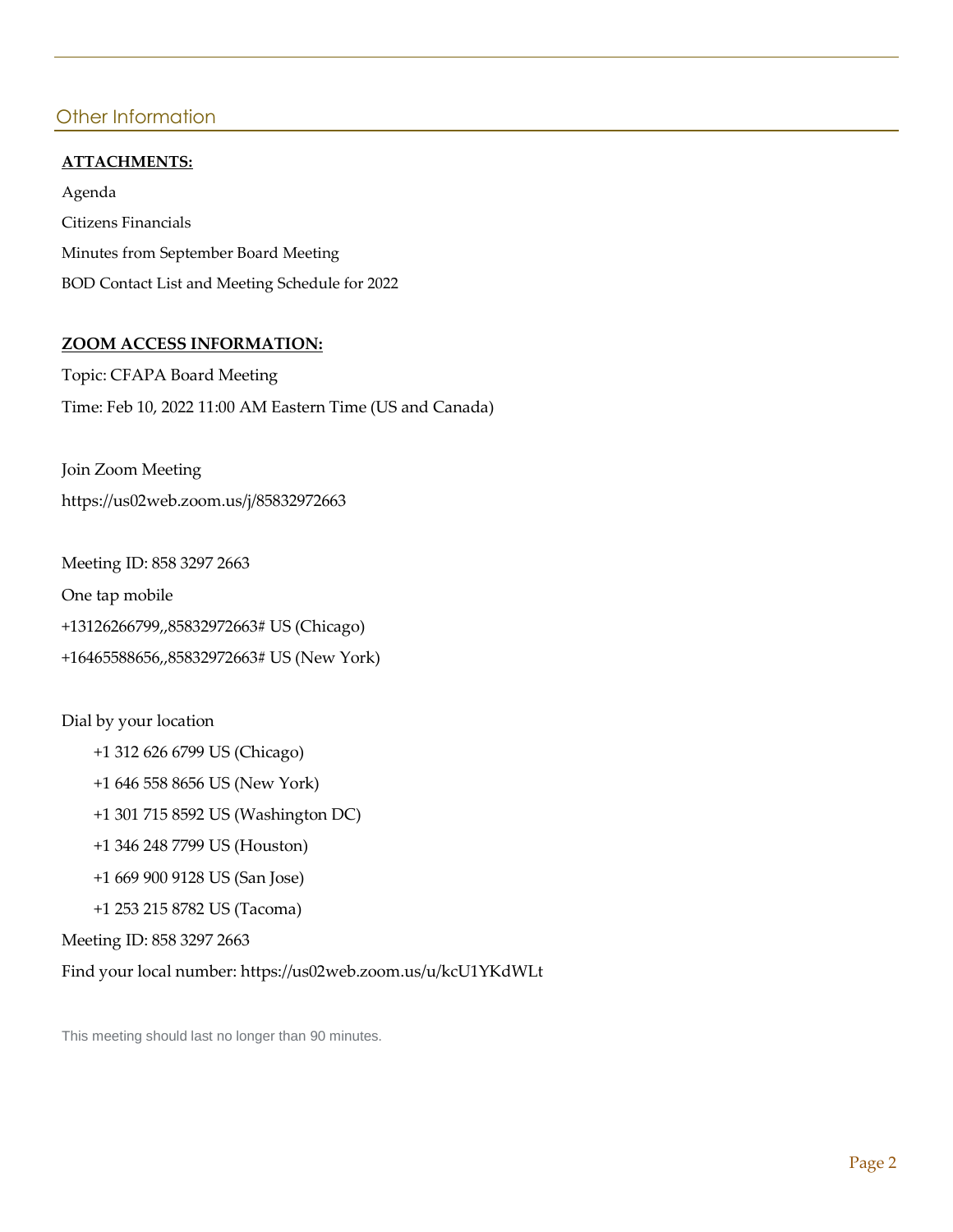## Other Information

**ATTACHMENTS:**

Agenda

Citizens Financials

Minutes from September Board Meeting

BOD Contact List and Meeting Schedule for 2022

**ZOOM ACCESS INFORMATION:**

Topic: CFAPA Board Meeting

Time: Feb 10, 2022 11:00 AM Eastern Time (US and Canada)

Join Zoom Meeting

https://us02web.zoom.us/j/85832972663

Meeting ID: 858 3297 2663

One tap mobile

+13126266799,,85832972663# US (Chicago)

+16465588656,,85832972663# US (New York)

Dial by your location

- +1 312 626 6799 US (Chicago)
- +1 646 558 8656 US (New York)
- +1 301 715 8592 US (Washington DC)
- +1 346 248 7799 US (Houston)
- +1 669 900 9128 US (San Jose)
- +1 253 215 8782 US (Tacoma)

Meeting ID: 858 3297 2663

Find your local number: https://us02web.zoom.us/u/kcU1YKdWLt

This meeting should last no longer than 90 minutes.